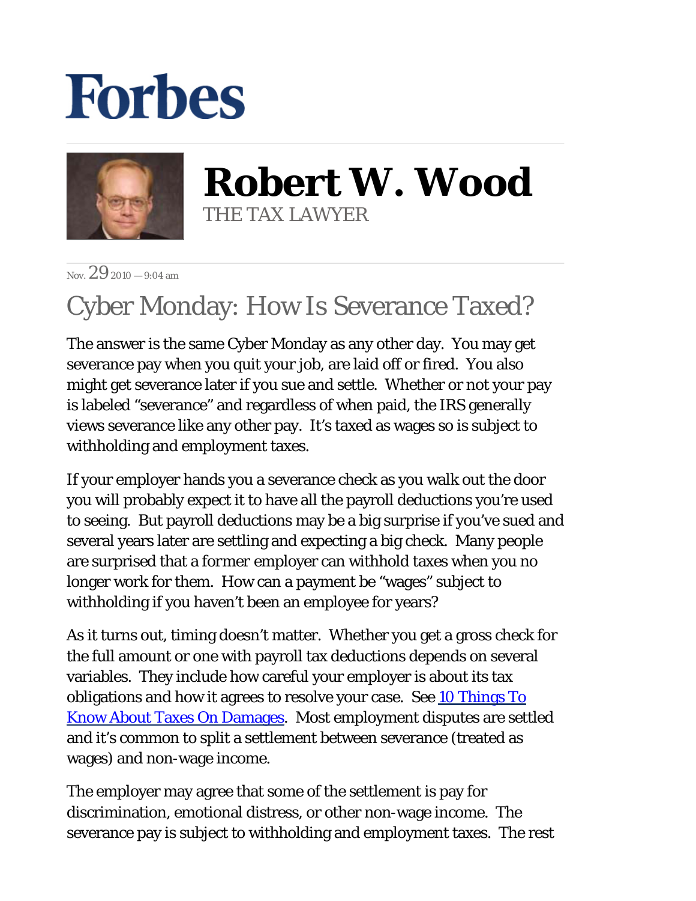# Forbes

**Robert W. Wood**
THE TAX LAWYER

Nov. 29 2010 — 9:04 am

## Cyber Monday: How Is Severance Taxed?

The answer is the same Cyber Monday as any other day. You may get severance pay when you quit your job, are laid off or fired. You also might get severance later if you sue and settle. Whether or not your pay is labeled "severance" and regardless of when paid, the IRS generally views severance like any other pay. It's taxed as wages so is subject to withholding and employment taxes.

If your employer hands you a severance check as you walk out the door you will probably expect it to have all the payroll deductions you're used to seeing. But payroll deductions may be a big surprise if you've sued and several years later are settling and expecting a big check. Many people are surprised that a former employer can withhold taxes when you no longer work for them. How can a payment be "wages" subject to withholding if you haven't been an employee for years?

As it turns out, timing doesn't matter. Whether you get a gross check for the full amount or one with payroll tax deductions depends on several variables. They include how careful your employer is about its tax obligations and how it agrees to resolve your case. See [10 Things To Know About Taxes On Damages](). Most employment disputes are settled and it's common to split a settlement between severance (treated as wages) and non-wage income.

The employer may agree that some of the settlement is pay for discrimination, emotional distress, or other non-wage income. The severance pay is subject to withholding and employment taxes. The rest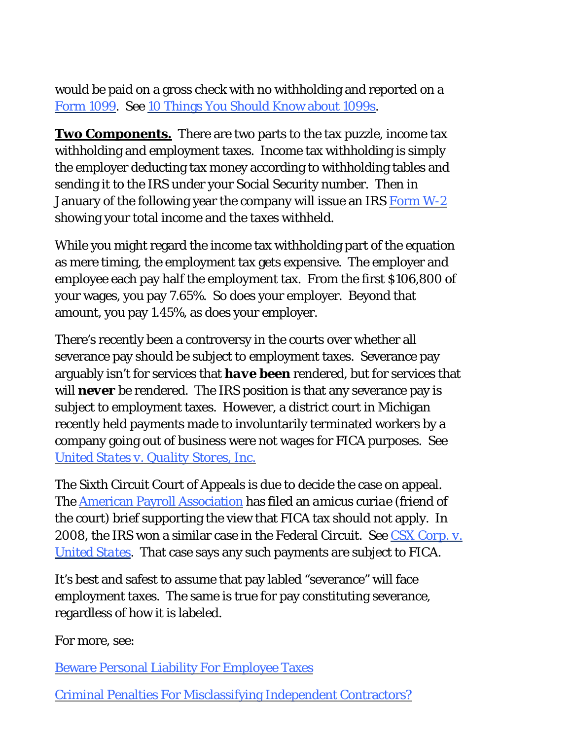would be paid on a gross check with no withholding and reported on a Form 1099. See 10 Things You Should Know about 1099s.

**Two Components.** There are two parts to the tax puzzle, income tax withholding and employment taxes. Income tax withholding is simply the employer deducting tax money according to withholding tables and sending it to the IRS under your Social Security number. Then in January of the following year the company will issue an IRS Form W-2 showing your total income and the taxes withheld.

While you might regard the income tax withholding part of the equation as mere timing, the employment tax gets expensive. The employer and employee each pay half the employment tax. From the first $106,800 of your wages, you pay 7.65%. So does your employer. Beyond that amount, you pay 1.45%, as does your employer.

There's recently been a controversy in the courts over whether all severance pay should be subject to employment taxes. Severance pay arguably isn't for services that ***have been*** rendered, but for services that will **never** be rendered. The IRS position is that any severance pay is subject to employment taxes. However, a district court in Michigan recently held payments made to involuntarily terminated workers by a company going out of business were not wages for FICA purposes. See *United States v. Quality Stores, Inc.*

The Sixth Circuit Court of Appeals is due to decide the case on appeal. The American Payroll Association has filed an *amicus curiae* (friend of the court) brief supporting the view that FICA tax should not apply. In 2008, the IRS won a similar case in the Federal Circuit. See CSX Corp. v. *United States*. That case says any such payments are subject to FICA.

It's best and safest to assume that pay labled "severance" will face employment taxes. The same is true for pay constituting severance, regardless of how it is labeled.

For more, see:

Beware Personal Liability For Employee Taxes

Criminal Penalties For Misclassifying Independent Contractors?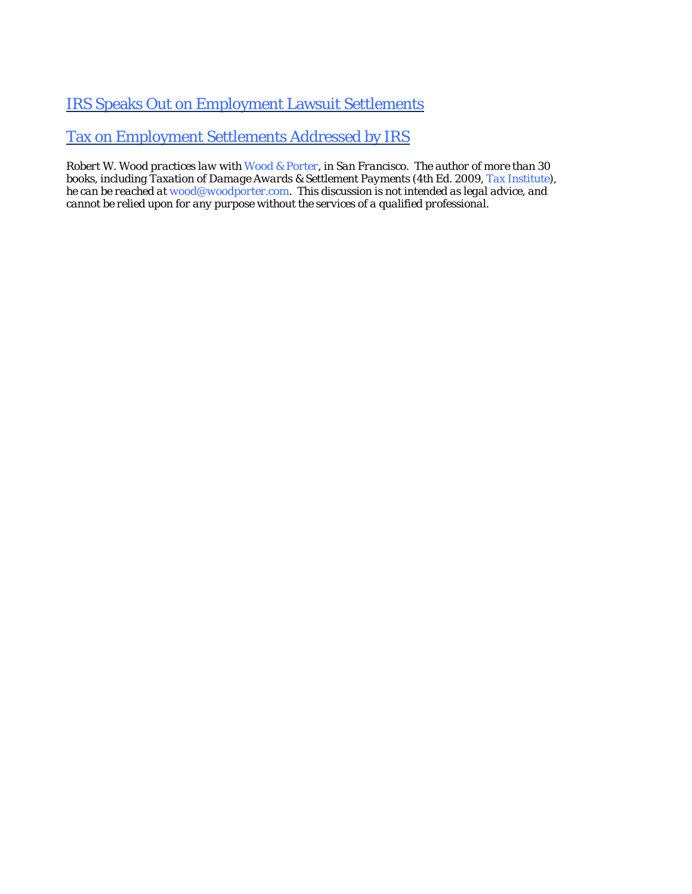[IRS Speaks Out on Employment Lawsuit Settlements]

[Tax on Employment Settlements Addressed by IRS]

*Robert W. Wood practices law with Wood & Porter, in San Francisco. The author of more than 30 books, including Taxation of Damage Awards & Settlement Payments (4th Ed. 2009, Tax Institute), he can be reached at wood@woodporter.com. This discussion is not intended as legal advice, and cannot be relied upon for any purpose without the services of a qualified professional.*